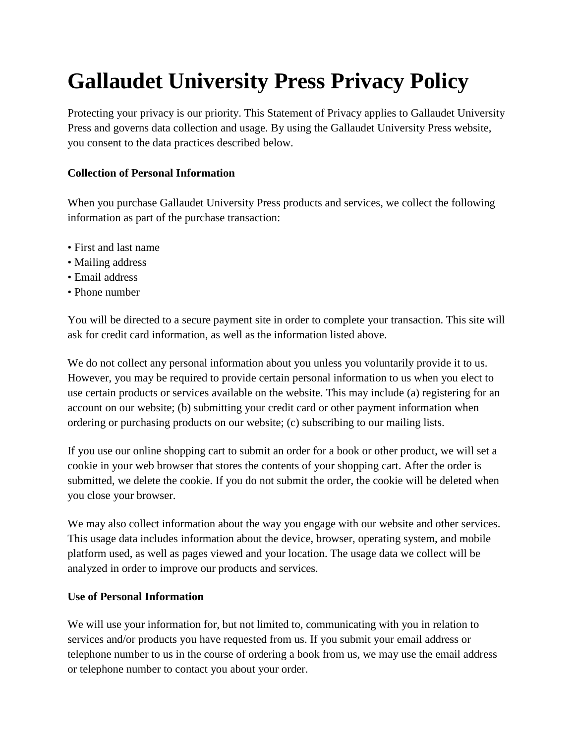# Gallaudet University Press Privacy Policy

Protecting your privacy is our priority. This Statement of Privacy applies to Gallaudet University Press and governs data collection and usage. By using the Gallaudet University Press website, you consent to the data practices described below.

**Collection of Personal Information**

When you purchase Gallaudet University Press products and services, we collect the following information as part of the purchase transaction:

- First and last name
- Mailing address
- Email address
- Phone number

You will be directed to a secure payment site in order to complete your transaction. This site will ask for credit card information, as well as the information listed above.

We do not collect any personal information about you unless you voluntarily provide it to us. However, you may be required to provide certain personal information to us when you elect to use certain products or services available on the website. This may include (a) registering for an account on our website; (b) submitting your credit card or other payment information when ordering or purchasing products on our website; (c) subscribing to our mailing lists.

If you use our online shopping cart to submit an order for a book or other product, we will set a cookie in your web browser that stores the contents of your shopping cart. After the order is submitted, we delete the cookie. If you do not submit the order, the cookie will be deleted when you close your browser.

We may also collect information about the way you engage with our website and other services. This usage data includes information about the device, browser, operating system, and mobile platform used, as well as pages viewed and your location. The usage data we collect will be analyzed in order to improve our products and services.

**Use of Personal Information**

We will use your information for, but not limited to, communicating with you in relation to services and/or products you have requested from us. If you submit your email address or telephone number to us in the course of ordering a book from us, we may use the email address or telephone number to contact you about your order.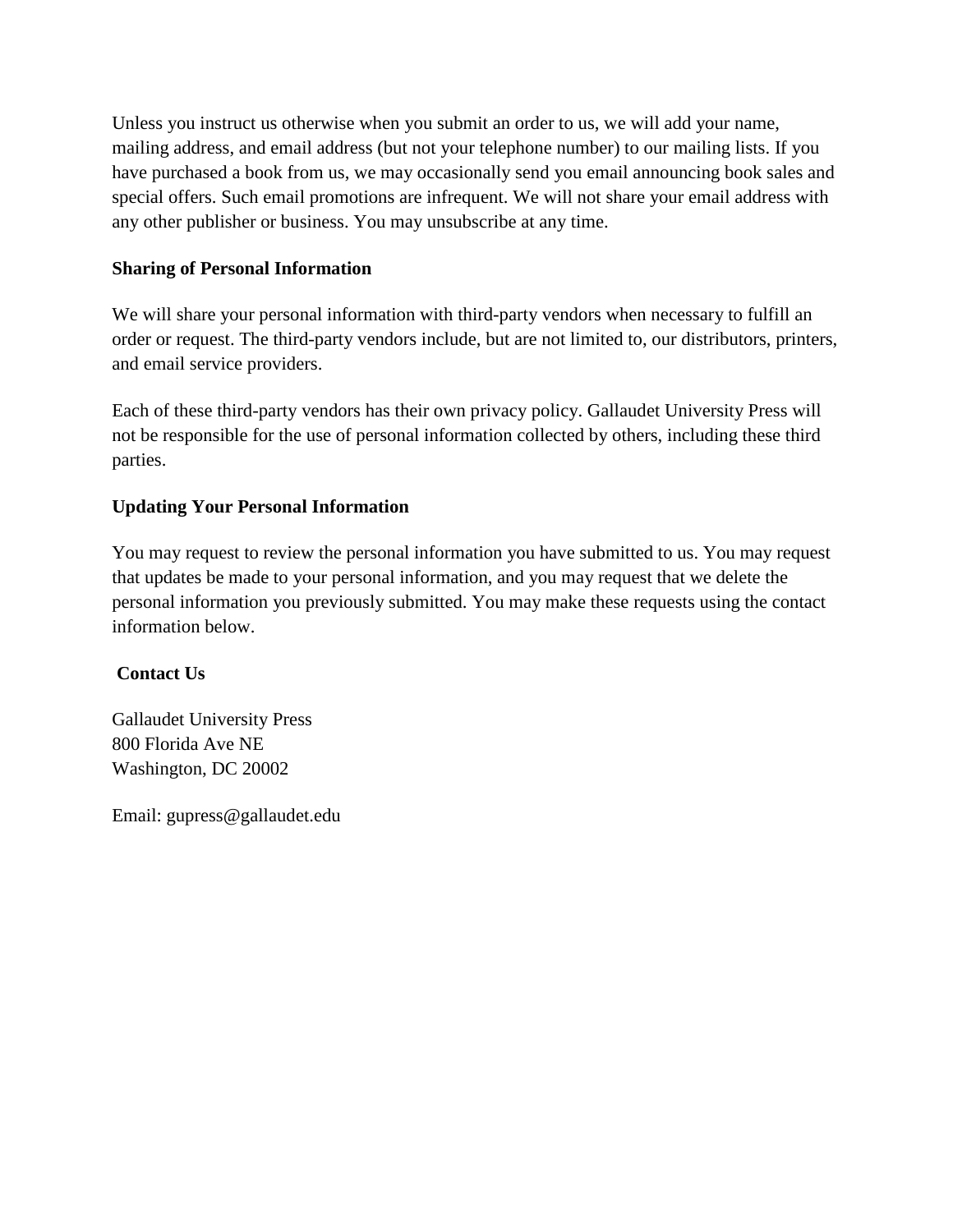Unless you instruct us otherwise when you submit an order to us, we will add your name, mailing address, and email address (but not your telephone number) to our mailing lists. If you have purchased a book from us, we may occasionally send you email announcing book sales and special offers. Such email promotions are infrequent. We will not share your email address with any other publisher or business. You may unsubscribe at any time.

**Sharing of Personal Information**

We will share your personal information with third-party vendors when necessary to fulfill an order or request. The third-party vendors include, but are not limited to, our distributors, printers, and email service providers.

Each of these third-party vendors has their own privacy policy. Gallaudet University Press will not be responsible for the use of personal information collected by others, including these third parties.

**Updating Your Personal Information**

You may request to review the personal information you have submitted to us. You may request that updates be made to your personal information, and you may request that we delete the personal information you previously submitted. You may make these requests using the contact information below.

**Contact Us**

Gallaudet University Press
800 Florida Ave NE
Washington, DC 20002

Email: gupress@gallaudet.edu